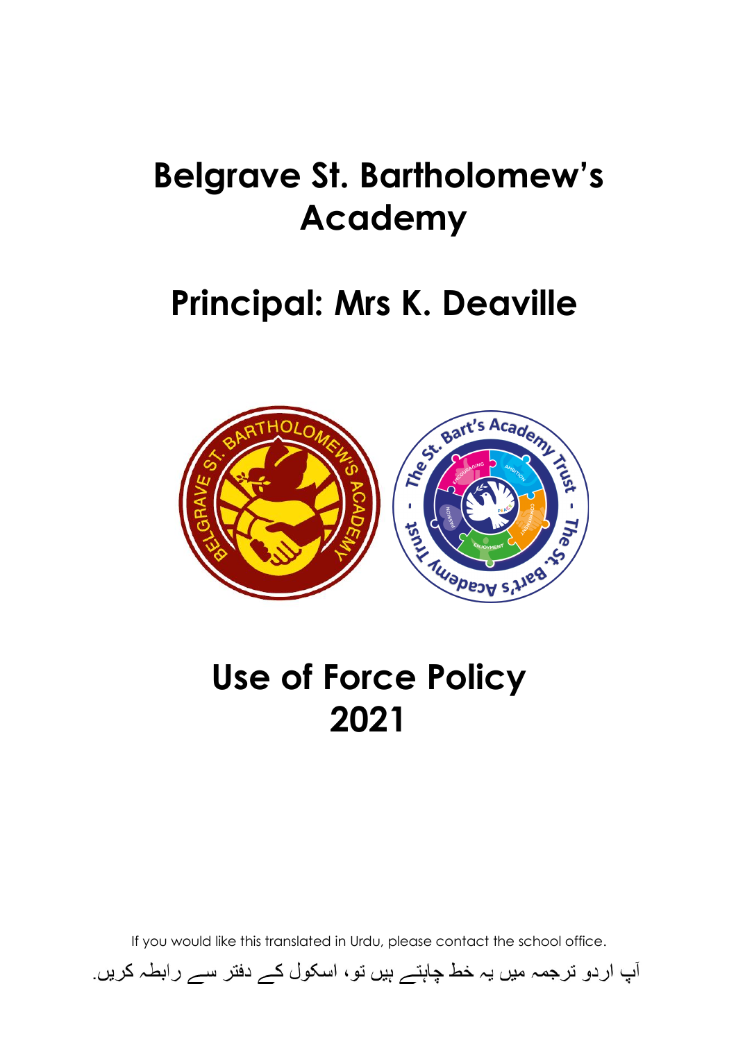# Belgrave St. Bartholomew's Academy

## Principal: Mrs K. Deaville

# Use of Force Policy 2021

If you would like this translated in Urdu, please contact the school office.

آپ اردو ترجمہ میں یہ خط چاہتے ہیں تو، اسکول کے دفتر سے رابطہ کریں.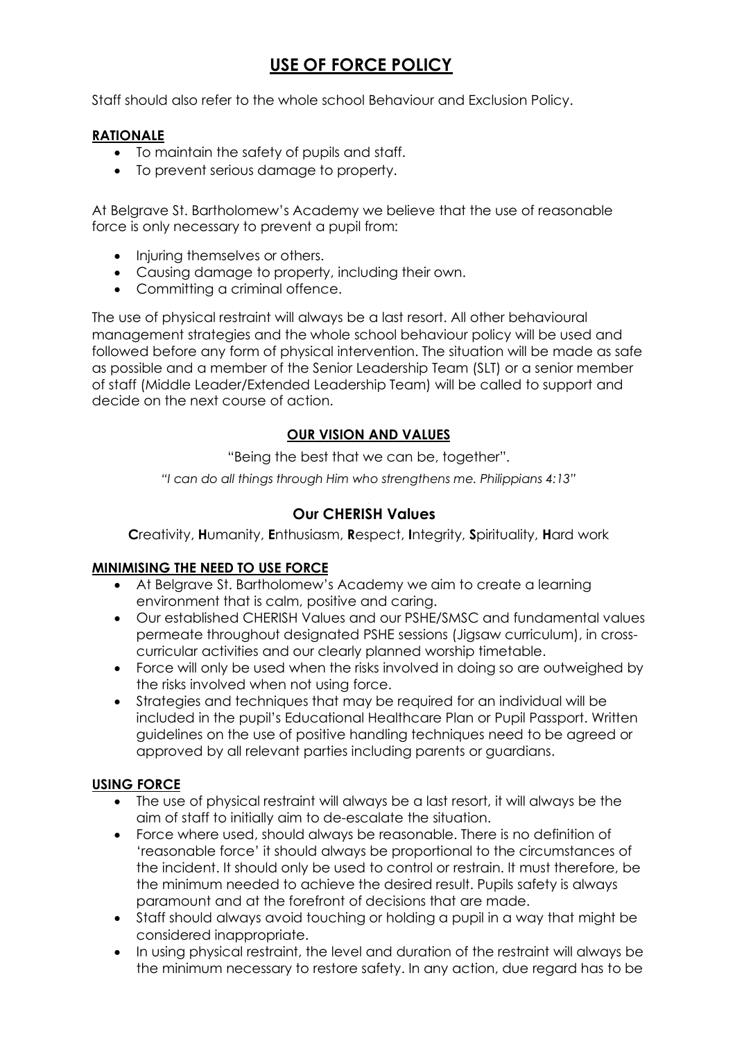# USE OF FORCE POLICY

Staff should also refer to the whole school Behaviour and Exclusion Policy.

## RATIONALE

- To maintain the safety of pupils and staff.
- To prevent serious damage to property.

At Belgrave St. Bartholomew's Academy we believe that the use of reasonable force is only necessary to prevent a pupil from:

- Injuring themselves or others.
- Causing damage to property, including their own.
- Committing a criminal offence.

The use of physical restraint will always be a last resort. All other behavioural management strategies and the whole school behaviour policy will be used and followed before any form of physical intervention. The situation will be made as safe as possible and a member of the Senior Leadership Team (SLT) or a senior member of staff (Middle Leader/Extended Leadership Team) will be called to support and decide on the next course of action.

## OUR VISION AND VALUES

"Being the best that we can be, together".

*"I can do all things through Him who strengthens me. Philippians 4:13"*

### Our CHERISH Values

**C**reativity, **H**umanity, **E**nthusiasm, **R**espect, **I**ntegrity, **S**pirituality, **H**ard work

## MINIMISING THE NEED TO USE FORCE

- At Belgrave St. Bartholomew's Academy we aim to create a learning environment that is calm, positive and caring.
- Our established CHERISH Values and our PSHE/SMSC and fundamental values permeate throughout designated PSHE sessions (Jigsaw curriculum), in cross-curricular activities and our clearly planned worship timetable.
- Force will only be used when the risks involved in doing so are outweighed by the risks involved when not using force.
- Strategies and techniques that may be required for an individual will be included in the pupil's Educational Healthcare Plan or Pupil Passport. Written guidelines on the use of positive handling techniques need to be agreed or approved by all relevant parties including parents or guardians.

## USING FORCE

- The use of physical restraint will always be a last resort, it will always be the aim of staff to initially aim to de-escalate the situation.
- Force where used, should always be reasonable. There is no definition of 'reasonable force' it should always be proportional to the circumstances of the incident. It should only be used to control or restrain. It must therefore, be the minimum needed to achieve the desired result. Pupils safety is always paramount and at the forefront of decisions that are made.
- Staff should always avoid touching or holding a pupil in a way that might be considered inappropriate.
- In using physical restraint, the level and duration of the restraint will always be the minimum necessary to restore safety. In any action, due regard has to be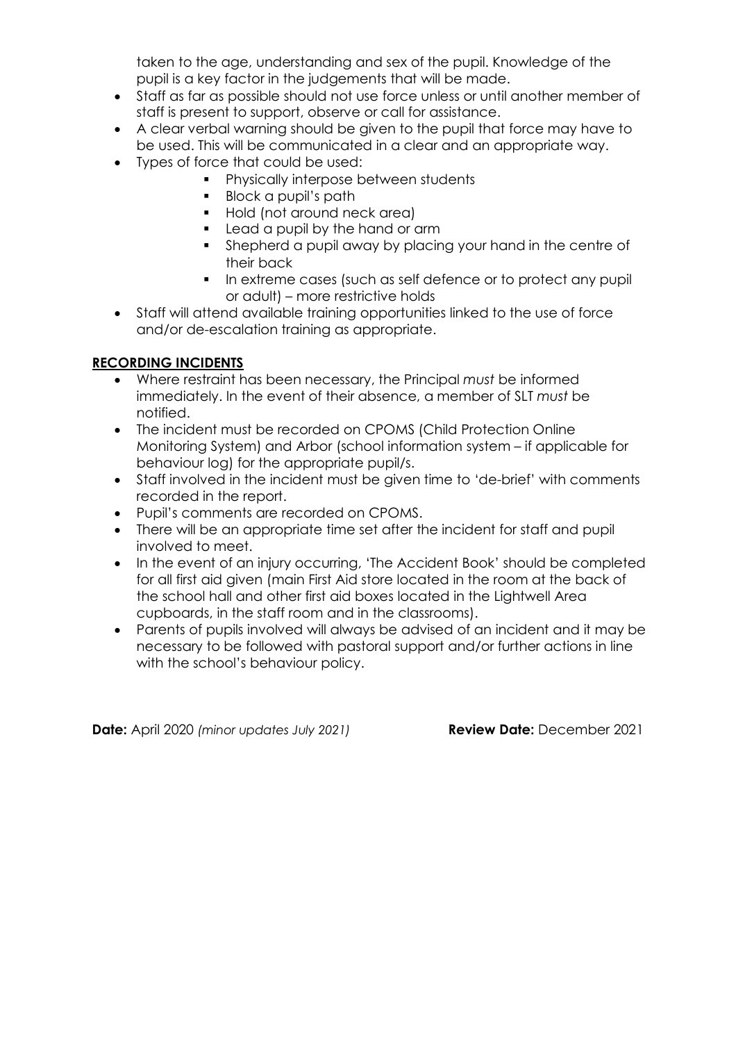taken to the age, understanding and sex of the pupil. Knowledge of the pupil is a key factor in the judgements that will be made.

- Staff as far as possible should not use force unless or until another member of staff is present to support, observe or call for assistance.
- A clear verbal warning should be given to the pupil that force may have to be used. This will be communicated in a clear and an appropriate way.
- Types of force that could be used:
  - Physically interpose between students
  - Block a pupil's path
  - Hold (not around neck area)
  - Lead a pupil by the hand or arm
  - Shepherd a pupil away by placing your hand in the centre of their back
  - In extreme cases (such as self defence or to protect any pupil or adult) – more restrictive holds
- Staff will attend available training opportunities linked to the use of force and/or de-escalation training as appropriate.

**RECORDING INCIDENTS**

- Where restraint has been necessary, the Principal *must* be informed immediately. In the event of their absence, a member of SLT *must* be notified.
- The incident must be recorded on CPOMS (Child Protection Online Monitoring System) and Arbor (school information system – if applicable for behaviour log) for the appropriate pupil/s.
- Staff involved in the incident must be given time to 'de-brief' with comments recorded in the report.
- Pupil's comments are recorded on CPOMS.
- There will be an appropriate time set after the incident for staff and pupil involved to meet.
- In the event of an injury occurring, 'The Accident Book' should be completed for all first aid given (main First Aid store located in the room at the back of the school hall and other first aid boxes located in the Lightwell Area cupboards, in the staff room and in the classrooms).
- Parents of pupils involved will always be advised of an incident and it may be necessary to be followed with pastoral support and/or further actions in line with the school's behaviour policy.

**Date:** April 2020 *(minor updates July 2021)* **Review Date:** December 2021